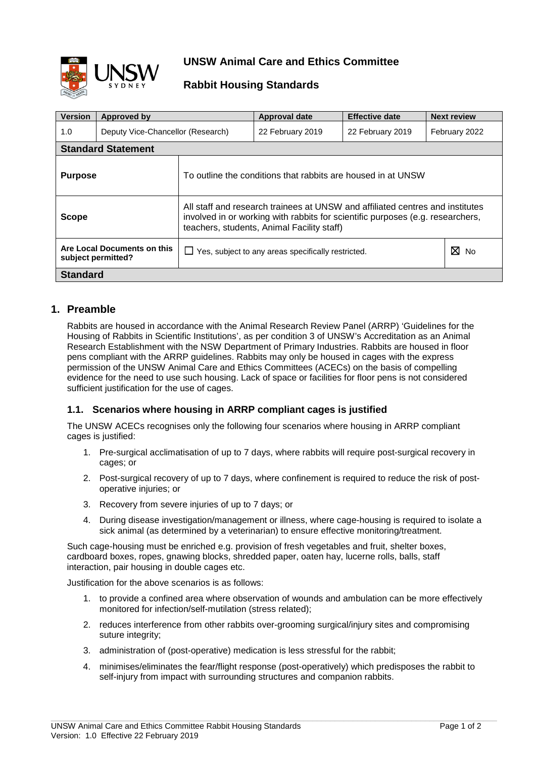# UNSW Animal Care and Ethics Committee

## Rabbit Housing Standards

| Version | Approved by | | Approval date | Effective date | Next review |
|---|---|---|---|---|---|
| 1.0 | Deputy Vice-Chancellor (Research) | | 22 February 2019 | 22 February 2019 | February 2022 |
| **Standard Statement** | | | | | |
| **Purpose** | | To outline the conditions that rabbits are housed in at UNSW | | | |
| **Scope** | | All staff and research trainees at UNSW and affiliated centres and institutes involved in or working with rabbits for scientific purposes (e.g. researchers, teachers, students, Animal Facility staff) | | | |
| **Are Local Documents on this subject permitted?** | | ☐ Yes, subject to any areas specifically restricted. | | | ☒ No |
| **Standard** | | | | | |

## 1. Preamble

Rabbits are housed in accordance with the Animal Research Review Panel (ARRP) 'Guidelines for the Housing of Rabbits in Scientific Institutions', as per condition 3 of UNSW's Accreditation as an Animal Research Establishment with the NSW Department of Primary Industries. Rabbits are housed in floor pens compliant with the ARRP guidelines. Rabbits may only be housed in cages with the express permission of the UNSW Animal Care and Ethics Committees (ACECs) on the basis of compelling evidence for the need to use such housing. Lack of space or facilities for floor pens is not considered sufficient justification for the use of cages.

### 1.1. Scenarios where housing in ARRP compliant cages is justified

The UNSW ACECs recognises only the following four scenarios where housing in ARRP compliant cages is justified:

1. Pre-surgical acclimatisation of up to 7 days, where rabbits will require post-surgical recovery in cages; or
2. Post-surgical recovery of up to 7 days, where confinement is required to reduce the risk of post-operative injuries; or
3. Recovery from severe injuries of up to 7 days; or
4. During disease investigation/management or illness, where cage-housing is required to isolate a sick animal (as determined by a veterinarian) to ensure effective monitoring/treatment.

Such cage-housing must be enriched e.g. provision of fresh vegetables and fruit, shelter boxes, cardboard boxes, ropes, gnawing blocks, shredded paper, oaten hay, lucerne rolls, balls, staff interaction, pair housing in double cages etc.

Justification for the above scenarios is as follows:

1. to provide a confined area where observation of wounds and ambulation can be more effectively monitored for infection/self-mutilation (stress related);
2. reduces interference from other rabbits over-grooming surgical/injury sites and compromising suture integrity;
3. administration of (post-operative) medication is less stressful for the rabbit;
4. minimises/eliminates the fear/flight response (post-operatively) which predisposes the rabbit to self-injury from impact with surrounding structures and companion rabbits.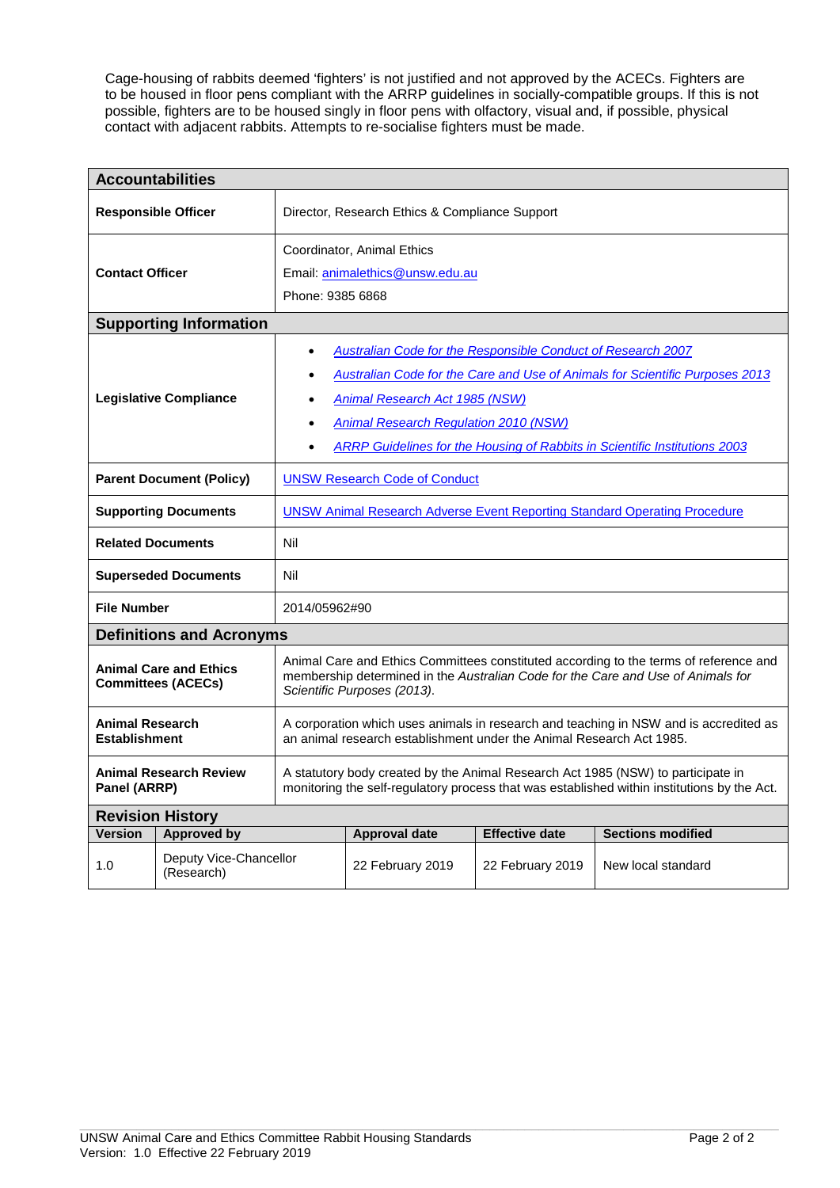Cage-housing of rabbits deemed 'fighters' is not justified and not approved by the ACECs. Fighters are to be housed in floor pens compliant with the ARRP guidelines in socially-compatible groups. If this is not possible, fighters are to be housed singly in floor pens with olfactory, visual and, if possible, physical contact with adjacent rabbits. Attempts to re-socialise fighters must be made.

## Accountabilities

| | |
|---|---|
| **Responsible Officer** | Director, Research Ethics & Compliance Support |
| **Contact Officer** | Coordinator, Animal Ethics<br>Email: animalethics@unsw.edu.au<br>Phone: 9385 6868 |

## Supporting Information

| | |
|---|---|
| **Legislative Compliance** | • *Australian Code for the Responsible Conduct of Research 2007*<br>• *Australian Code for the Care and Use of Animals for Scientific Purposes 2013*<br>• *Animal Research Act 1985 (NSW)*<br>• *Animal Research Regulation 2010 (NSW)*<br>• *ARRP Guidelines for the Housing of Rabbits in Scientific Institutions 2003* |
| **Parent Document (Policy)** | UNSW Research Code of Conduct |
| **Supporting Documents** | UNSW Animal Research Adverse Event Reporting Standard Operating Procedure |
| **Related Documents** | Nil |
| **Superseded Documents** | Nil |
| **File Number** | 2014/05962#90 |

## Definitions and Acronyms

| | |
|---|---|
| **Animal Care and Ethics Committees (ACECs)** | Animal Care and Ethics Committees constituted according to the terms of reference and membership determined in the *Australian Code for the Care and Use of Animals for Scientific Purposes (2013)*. |
| **Animal Research Establishment** | A corporation which uses animals in research and teaching in NSW and is accredited as an animal research establishment under the Animal Research Act 1985. |
| **Animal Research Review Panel (ARRP)** | A statutory body created by the Animal Research Act 1985 (NSW) to participate in monitoring the self-regulatory process that was established within institutions by the Act. |

## Revision History

| Version | Approved by | Approval date | Effective date | Sections modified |
|---|---|---|---|---|
| 1.0 | Deputy Vice-Chancellor (Research) | 22 February 2019 | 22 February 2019 | New local standard |